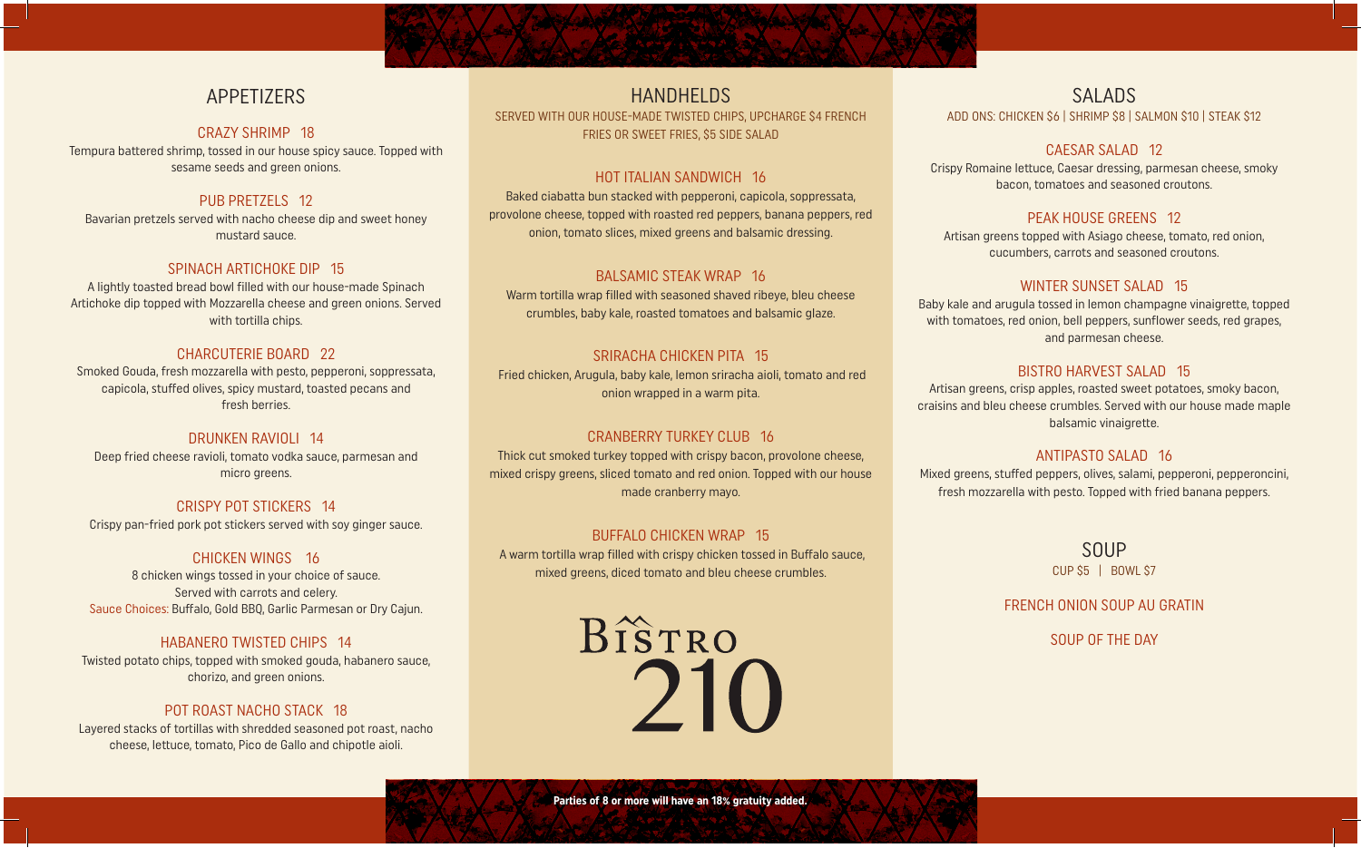## APPETIZERS

### CRAZY SHRIMP 18
Tempura battered shrimp, tossed in our house spicy sauce. Topped with sesame seeds and green onions.

### PUB PRETZELS 12
Bavarian pretzels served with nacho cheese dip and sweet honey mustard sauce.

### SPINACH ARTICHOKE DIP 15
A lightly toasted bread bowl filled with our house-made Spinach Artichoke dip topped with Mozzarella cheese and green onions. Served with tortilla chips.

### CHARCUTERIE BOARD 22
Smoked Gouda, fresh mozzarella with pesto, pepperoni, soppressata, capicola, stuffed olives, spicy mustard, toasted pecans and fresh berries.

### DRUNKEN RAVIOLI 14
Deep fried cheese ravioli, tomato vodka sauce, parmesan and micro greens.

### CRISPY POT STICKERS 14
Crispy pan-fried pork pot stickers served with soy ginger sauce.

### CHICKEN WINGS 16
8 chicken wings tossed in your choice of sauce.
Served with carrots and celery.
Sauce Choices: Buffalo, Gold BBQ, Garlic Parmesan or Dry Cajun.

### HABANERO TWISTED CHIPS 14
Twisted potato chips, topped with smoked gouda, habanero sauce, chorizo, and green onions.

### POT ROAST NACHO STACK 18
Layered stacks of tortillas with shredded seasoned pot roast, nacho cheese, lettuce, tomato, Pico de Gallo and chipotle aioli.

## HANDHELDS

SERVED WITH OUR HOUSE-MADE TWISTED CHIPS, UPCHARGE $4 FRENCH FRIES OR SWEET FRIES, $5 SIDE SALAD

### HOT ITALIAN SANDWICH 16
Baked ciabatta bun stacked with pepperoni, capicola, soppressata, provolone cheese, topped with roasted red peppers, banana peppers, red onion, tomato slices, mixed greens and balsamic dressing.

### BALSAMIC STEAK WRAP 16
Warm tortilla wrap filled with seasoned shaved ribeye, bleu cheese crumbles, baby kale, roasted tomatoes and balsamic glaze.

### SRIRACHA CHICKEN PITA 15
Fried chicken, Arugula, baby kale, lemon sriracha aioli, tomato and red onion wrapped in a warm pita.

### CRANBERRY TURKEY CLUB 16
Thick cut smoked turkey topped with crispy bacon, provolone cheese, mixed crispy greens, sliced tomato and red onion. Topped with our house made cranberry mayo.

### BUFFALO CHICKEN WRAP 15
A warm tortilla wrap filled with crispy chicken tossed in Buffalo sauce, mixed greens, diced tomato and bleu cheese crumbles.

BISTRO 210

## SALADS

ADD ONS: CHICKEN $6 | SHRIMP $8 | SALMON $10 | STEAK $12

### CAESAR SALAD 12
Crispy Romaine lettuce, Caesar dressing, parmesan cheese, smoky bacon, tomatoes and seasoned croutons.

### PEAK HOUSE GREENS 12
Artisan greens topped with Asiago cheese, tomato, red onion, cucumbers, carrots and seasoned croutons.

### WINTER SUNSET SALAD 15
Baby kale and arugula tossed in lemon champagne vinaigrette, topped with tomatoes, red onion, bell peppers, sunflower seeds, red grapes, and parmesan cheese.

### BISTRO HARVEST SALAD 15
Artisan greens, crisp apples, roasted sweet potatoes, smoky bacon, craisins and bleu cheese crumbles. Served with our house made maple balsamic vinaigrette.

### ANTIPASTO SALAD 16
Mixed greens, stuffed peppers, olives, salami, pepperoni, pepperoncini, fresh mozzarella with pesto. Topped with fried banana peppers.

## SOUP

CUP $5 | BOWL $7

### FRENCH ONION SOUP AU GRATIN

### SOUP OF THE DAY

**Parties of 8 or more will have an 18% gratuity added.**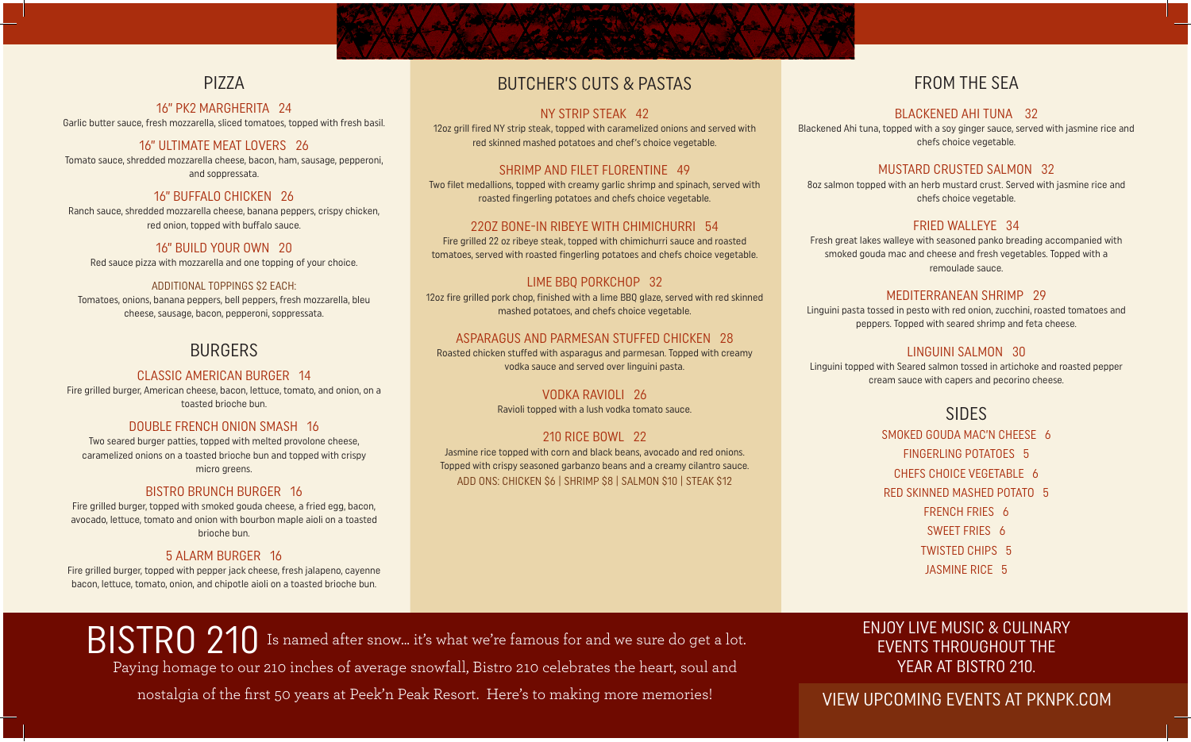## PIZZA

### 16" PK2 MARGHERITA 24
Garlic butter sauce, fresh mozzarella, sliced tomatoes, topped with fresh basil.

### 16" ULTIMATE MEAT LOVERS 26
Tomato sauce, shredded mozzarella cheese, bacon, ham, sausage, pepperoni, and soppressata.

### 16" BUFFALO CHICKEN 26
Ranch sauce, shredded mozzarella cheese, banana peppers, crispy chicken, red onion, topped with buffalo sauce.

### 16" BUILD YOUR OWN 20
Red sauce pizza with mozzarella and one topping of your choice.

ADDITIONAL TOPPINGS $2 EACH:
Tomatoes, onions, banana peppers, bell peppers, fresh mozzarella, bleu cheese, sausage, bacon, pepperoni, soppressata.

## BURGERS

### CLASSIC AMERICAN BURGER 14
Fire grilled burger, American cheese, bacon, lettuce, tomato, and onion, on a toasted brioche bun.

### DOUBLE FRENCH ONION SMASH 16
Two seared burger patties, topped with melted provolone cheese, caramelized onions on a toasted brioche bun and topped with crispy micro greens.

### BISTRO BRUNCH BURGER 16
Fire grilled burger, topped with smoked gouda cheese, a fried egg, bacon, avocado, lettuce, tomato and onion with bourbon maple aioli on a toasted brioche bun.

### 5 ALARM BURGER 16
Fire grilled burger, topped with pepper jack cheese, fresh jalapeno, cayenne bacon, lettuce, tomato, onion, and chipotle aioli on a toasted brioche bun.

## BUTCHER'S CUTS & PASTAS

### NY STRIP STEAK 42
12oz grill fired NY strip steak, topped with caramelized onions and served with red skinned mashed potatoes and chef's choice vegetable.

### SHRIMP AND FILET FLORENTINE 49
Two filet medallions, topped with creamy garlic shrimp and spinach, served with roasted fingerling potatoes and chefs choice vegetable.

### 22OZ BONE-IN RIBEYE WITH CHIMICHURRI 54
Fire grilled 22 oz ribeye steak, topped with chimichurri sauce and roasted tomatoes, served with roasted fingerling potatoes and chefs choice vegetable.

### LIME BBQ PORKCHOP 32
12oz fire grilled pork chop, finished with a lime BBQ glaze, served with red skinned mashed potatoes, and chefs choice vegetable.

### ASPARAGUS AND PARMESAN STUFFED CHICKEN 28
Roasted chicken stuffed with asparagus and parmesan. Topped with creamy vodka sauce and served over linguini pasta.

### VODKA RAVIOLI 26
Ravioli topped with a lush vodka tomato sauce.

### 210 RICE BOWL 22
Jasmine rice topped with corn and black beans, avocado and red onions. Topped with crispy seasoned garbanzo beans and a creamy cilantro sauce.

ADD ONS: CHICKEN $6 | SHRIMP $8 | SALMON $10 | STEAK $12

## FROM THE SEA

### BLACKENED AHI TUNA 32
Blackened Ahi tuna, topped with a soy ginger sauce, served with jasmine rice and chefs choice vegetable.

### MUSTARD CRUSTED SALMON 32
8oz salmon topped with an herb mustard crust. Served with jasmine rice and chefs choice vegetable.

### FRIED WALLEYE 34
Fresh great lakes walleye with seasoned panko breading accompanied with smoked gouda mac and cheese and fresh vegetables. Topped with a remoulade sauce.

### MEDITERRANEAN SHRIMP 29
Linguini pasta tossed in pesto with red onion, zucchini, roasted tomatoes and peppers. Topped with seared shrimp and feta cheese.

### LINGUINI SALMON 30
Linguini topped with Seared salmon tossed in artichoke and roasted pepper cream sauce with capers and pecorino cheese.

## SIDES

SMOKED GOUDA MAC'N CHEESE 6
FINGERLING POTATOES 5
CHEFS CHOICE VEGETABLE 6
RED SKINNED MASHED POTATO 5
FRENCH FRIES 6
SWEET FRIES 6
TWISTED CHIPS 5
JASMINE RICE 5

# BISTRO 210

Is named after snow… it's what we're famous for and we sure do get a lot. Paying homage to our 210 inches of average snowfall, Bistro 210 celebrates the heart, soul and nostalgia of the first 50 years at Peek'n Peak Resort. Here's to making more memories!

ENJOY LIVE MUSIC & CULINARY EVENTS THROUGHOUT THE YEAR AT BISTRO 210.

VIEW UPCOMING EVENTS AT PKNPK.COM